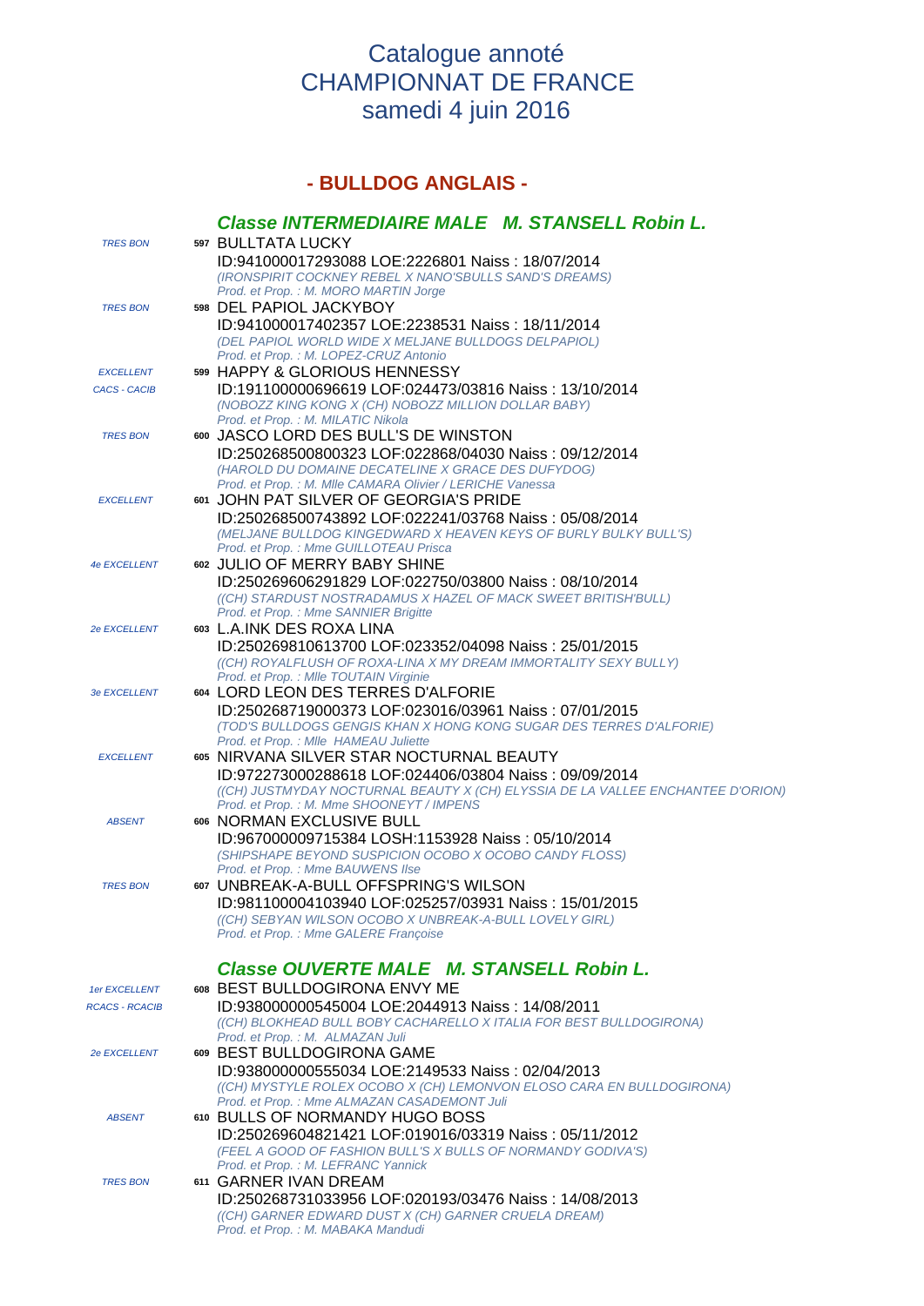# Catalogue annoté
# CHAMPIONNAT DE FRANCE
# samedi 4 juin 2016

## - BULLDOG ANGLAIS -

### Classe INTERMEDIAIRE MALE M. STANSELL Robin L.

*TRES BON* — **597** BULLTATA LUCKY
ID:941000017293088 LOE:2226801 Naiss : 18/07/2014
*(IRONSPIRIT COCKNEY REBEL X NANO'SBULLS SAND'S DREAMS)*
*Prod. et Prop. : M. MORO MARTIN Jorge*

*TRES BON* — **598** DEL PAPIOL JACKYBOY
ID:941000017402357 LOE:2238531 Naiss : 18/11/2014
*(DEL PAPIOL WORLD WIDE X MELJANE BULLDOGS DELPAPIOL)*
*Prod. et Prop. : M. LOPEZ-CRUZ Antonio*

*EXCELLENT CACS - CACIB* — **599** HAPPY & GLORIOUS HENNESSY
ID:191100000696619 LOF:024473/03816 Naiss : 13/10/2014
*(NOBOZZ KING KONG X (CH) NOBOZZ MILLION DOLLAR BABY)*
*Prod. et Prop. : M. MILATIC Nikola*

*TRES BON* — **600** JASCO LORD DES BULL'S DE WINSTON
ID:250268500800323 LOF:022868/04030 Naiss : 09/12/2014
*(HAROLD DU DOMAINE DECATELINE X GRACE DES DUFYDOG)*
*Prod. et Prop. : M. Mlle CAMARA Olivier / LERICHE Vanessa*

*EXCELLENT* — **601** JOHN PAT SILVER OF GEORGIA'S PRIDE
ID:250268500743892 LOF:022241/03768 Naiss : 05/08/2014
*(MELJANE BULLDOG KINGEDWARD X HEAVEN KEYS OF BURLY BULKY BULL'S)*
*Prod. et Prop. : Mme GUILLOTEAU Prisca*

*4e EXCELLENT* — **602** JULIO OF MERRY BABY SHINE
ID:250269606291829 LOF:022750/03800 Naiss : 08/10/2014
*((CH) STARDUST NOSTRADAMUS X HAZEL OF MACK SWEET BRITISH'BULL)*
*Prod. et Prop. : Mme SANNIER Brigitte*

*2e EXCELLENT* — **603** L.A.INK DES ROXA LINA
ID:250269810613700 LOF:023352/04098 Naiss : 25/01/2015
*((CH) ROYALFLUSH OF ROXA-LINA X MY DREAM IMMORTALITY SEXY BULLY)*
*Prod. et Prop. : Mlle TOUTAIN Virginie*

*3e EXCELLENT* — **604** LORD LEON DES TERRES D'ALFORIE
ID:250268719000373 LOF:023016/03961 Naiss : 07/01/2015
*(TOD'S BULLDOGS GENGIS KHAN X HONG KONG SUGAR DES TERRES D'ALFORIE)*
*Prod. et Prop. : Mlle HAMEAU Juliette*

*EXCELLENT* — **605** NIRVANA SILVER STAR NOCTURNAL BEAUTY
ID:972273000288618 LOF:024406/03804 Naiss : 09/09/2014
*((CH) JUSTMYDAY NOCTURNAL BEAUTY X (CH) ELYSSIA DE LA VALLEE ENCHANTEE D'ORION)*
*Prod. et Prop. : M. Mme SHOONEYT / IMPENS*

*ABSENT* — **606** NORMAN EXCLUSIVE BULL
ID:967000009715384 LOSH:1153928 Naiss : 05/10/2014
*(SHIPSHAPE BEYOND SUSPICION OCOBO X OCOBO CANDY FLOSS)*
*Prod. et Prop. : Mme BAUWENS Ilse*

*TRES BON* — **607** UNBREAK-A-BULL OFFSPRING'S WILSON
ID:981100004103940 LOF:025257/03931 Naiss : 15/01/2015
*((CH) SEBYAN WILSON OCOBO X UNBREAK-A-BULL LOVELY GIRL)*
*Prod. et Prop. : Mme GALERE Françoise*

### Classe OUVERTE MALE M. STANSELL Robin L.

*1er EXCELLENT RCACS - RCACIB* — **608** BEST BULLDOGIRONA ENVY ME
ID:938000000545004 LOE:2044913 Naiss : 14/08/2011
*((CH) BLOKHEAD BULL BOBY CACHARELLO X ITALIA FOR BEST BULLDOGIRONA)*
*Prod. et Prop. : M. ALMAZAN Juli*

*2e EXCELLENT* — **609** BEST BULLDOGIRONA GAME
ID:938000000555034 LOE:2149533 Naiss : 02/04/2013
*((CH) MYSTYLE ROLEX OCOBO X (CH) LEMONVON ELOSO CARA EN BULLDOGIRONA)*
*Prod. et Prop. : Mme ALMAZAN CASADEMONT Juli*

*ABSENT* — **610** BULLS OF NORMANDY HUGO BOSS
ID:250269604821421 LOF:019016/03319 Naiss : 05/11/2012
*(FEEL A GOOD OF FASHION BULL'S X BULLS OF NORMANDY GODIVA'S)*
*Prod. et Prop. : M. LEFRANC Yannick*

*TRES BON* — **611** GARNER IVAN DREAM
ID:250268731033956 LOF:020193/03476 Naiss : 14/08/2013
*((CH) GARNER EDWARD DUST X (CH) GARNER CRUELA DREAM)*
*Prod. et Prop. : M. MABAKA Mandudi*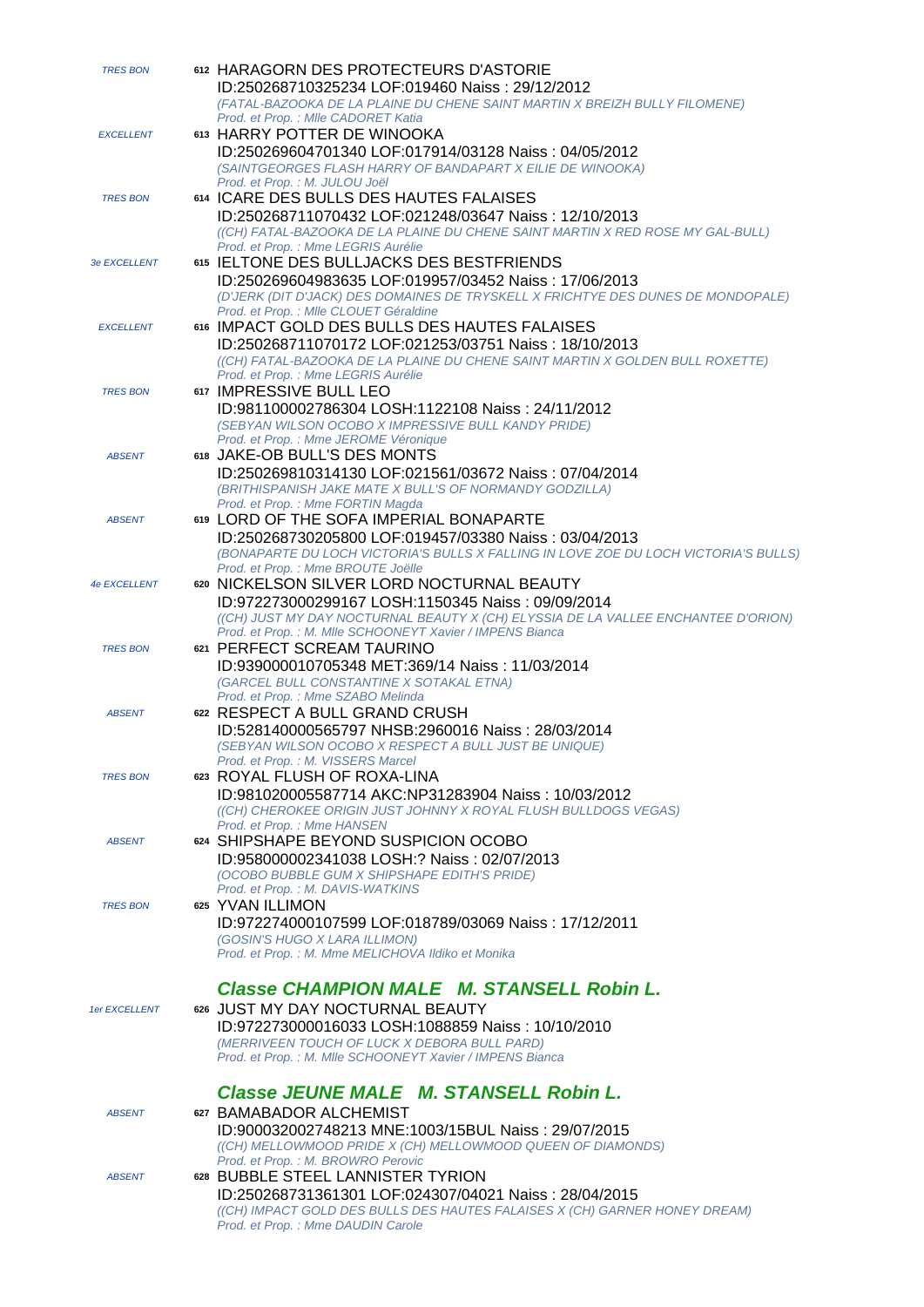*TRES BON* **612** HARAGORN DES PROTECTEURS D'ASTORIE
ID:250268710325234 LOF:019460 Naiss : 29/12/2012
*(FATAL-BAZOOKA DE LA PLAINE DU CHENE SAINT MARTIN X BREIZH BULLY FILOMENE)*
*Prod. et Prop. : Mlle CADORET Katia*

*EXCELLENT* **613** HARRY POTTER DE WINOOKA
ID:250269604701340 LOF:017914/03128 Naiss : 04/05/2012
*(SAINTGEORGES FLASH HARRY OF BANDAPART X EILIE DE WINOOKA)*
*Prod. et Prop. : M. JULOU Joël*

*TRES BON* **614** ICARE DES BULLS DES HAUTES FALAISES
ID:250268711070432 LOF:021248/03647 Naiss : 12/10/2013
*((CH) FATAL-BAZOOKA DE LA PLAINE DU CHENE SAINT MARTIN X RED ROSE MY GAL-BULL)*
*Prod. et Prop. : Mme LEGRIS Aurélie*

*3e EXCELLENT* **615** IELTONE DES BULLJACKS DES BESTFRIENDS
ID:250269604983635 LOF:019957/03452 Naiss : 17/06/2013
*(D'JERK (DIT D'JACK) DES DOMAINES DE TRYSKELL X FRICHTYE DES DUNES DE MONDOPALE)*
*Prod. et Prop. : Mlle CLOUET Géraldine*

*EXCELLENT* **616** IMPACT GOLD DES BULLS DES HAUTES FALAISES
ID:250268711070172 LOF:021253/03751 Naiss : 18/10/2013
*((CH) FATAL-BAZOOKA DE LA PLAINE DU CHENE SAINT MARTIN X GOLDEN BULL ROXETTE)*
*Prod. et Prop. : Mme LEGRIS Aurélie*

*TRES BON* **617** IMPRESSIVE BULL LEO
ID:981100002786304 LOSH:1122108 Naiss : 24/11/2012
*(SEBYAN WILSON OCOBO X IMPRESSIVE BULL KANDY PRIDE)*
*Prod. et Prop. : Mme JEROME Véronique*

*ABSENT* **618** JAKE-OB BULL'S DES MONTS
ID:250269810314130 LOF:021561/03672 Naiss : 07/04/2014
*(BRITHISPANISH JAKE MATE X BULL'S OF NORMANDY GODZILLA)*
*Prod. et Prop. : Mme FORTIN Magda*

*ABSENT* **619** LORD OF THE SOFA IMPERIAL BONAPARTE
ID:250268730205800 LOF:019457/03380 Naiss : 03/04/2013
*(BONAPARTE DU LOCH VICTORIA'S BULLS X FALLING IN LOVE ZOE DU LOCH VICTORIA'S BULLS)*
*Prod. et Prop. : Mme BROUTE Joëlle*

*4e EXCELLENT* **620** NICKELSON SILVER LORD NOCTURNAL BEAUTY
ID:972273000299167 LOSH:1150345 Naiss : 09/09/2014
*((CH) JUST MY DAY NOCTURNAL BEAUTY X (CH) ELYSSIA DE LA VALLEE ENCHANTEE D'ORION)*
*Prod. et Prop. : M. Mlle SCHOONEYT Xavier / IMPENS Bianca*

*TRES BON* **621** PERFECT SCREAM TAURINO
ID:939000010705348 MET:369/14 Naiss : 11/03/2014
*(GARCEL BULL CONSTANTINE X SOTAKAL ETNA)*
*Prod. et Prop. : Mme SZABO Melinda*

*ABSENT* **622** RESPECT A BULL GRAND CRUSH
ID:528140000565797 NHSB:2960016 Naiss : 28/03/2014
*(SEBYAN WILSON OCOBO X RESPECT A BULL JUST BE UNIQUE)*
*Prod. et Prop. : M. VISSERS Marcel*

*TRES BON* **623** ROYAL FLUSH OF ROXA-LINA
ID:981020005587714 AKC:NP31283904 Naiss : 10/03/2012
*((CH) CHEROKEE ORIGIN JUST JOHNNY X ROYAL FLUSH BULLDOGS VEGAS)*
*Prod. et Prop. : Mme HANSEN*

*ABSENT* **624** SHIPSHAPE BEYOND SUSPICION OCOBO
ID:958000002341038 LOSH:? Naiss : 02/07/2013
*(OCOBO BUBBLE GUM X SHIPSHAPE EDITH'S PRIDE)*
*Prod. et Prop. : M. DAVIS-WATKINS*

*TRES BON* **625** YVAN ILLIMON
ID:972274000107599 LOF:018789/03069 Naiss : 17/12/2011
*(GOSIN'S HUGO X LARA ILLIMON)*
*Prod. et Prop. : M. Mme MELICHOVA Ildiko et Monika*

## *Classe CHAMPION MALE   M. STANSELL Robin L.*

*1er EXCELLENT* **626** JUST MY DAY NOCTURNAL BEAUTY
ID:972273000016033 LOSH:1088859 Naiss : 10/10/2010
*(MERRIVEEN TOUCH OF LUCK X DEBORA BULL PARD)*
*Prod. et Prop. : M. Mlle SCHOONEYT Xavier / IMPENS Bianca*

## *Classe JEUNE MALE   M. STANSELL Robin L.*

*ABSENT* **627** BAMABADOR ALCHEMIST
ID:900032002748213 MNE:1003/15BUL Naiss : 29/07/2015
*((CH) MELLOWMOOD PRIDE X (CH) MELLOWMOOD QUEEN OF DIAMONDS)*
*Prod. et Prop. : M. BROWRO Perovic*

*ABSENT* **628** BUBBLE STEEL LANNISTER TYRION
ID:250268731361301 LOF:024307/04021 Naiss : 28/04/2015
*((CH) IMPACT GOLD DES BULLS DES HAUTES FALAISES X (CH) GARNER HONEY DREAM)*
*Prod. et Prop. : Mme DAUDIN Carole*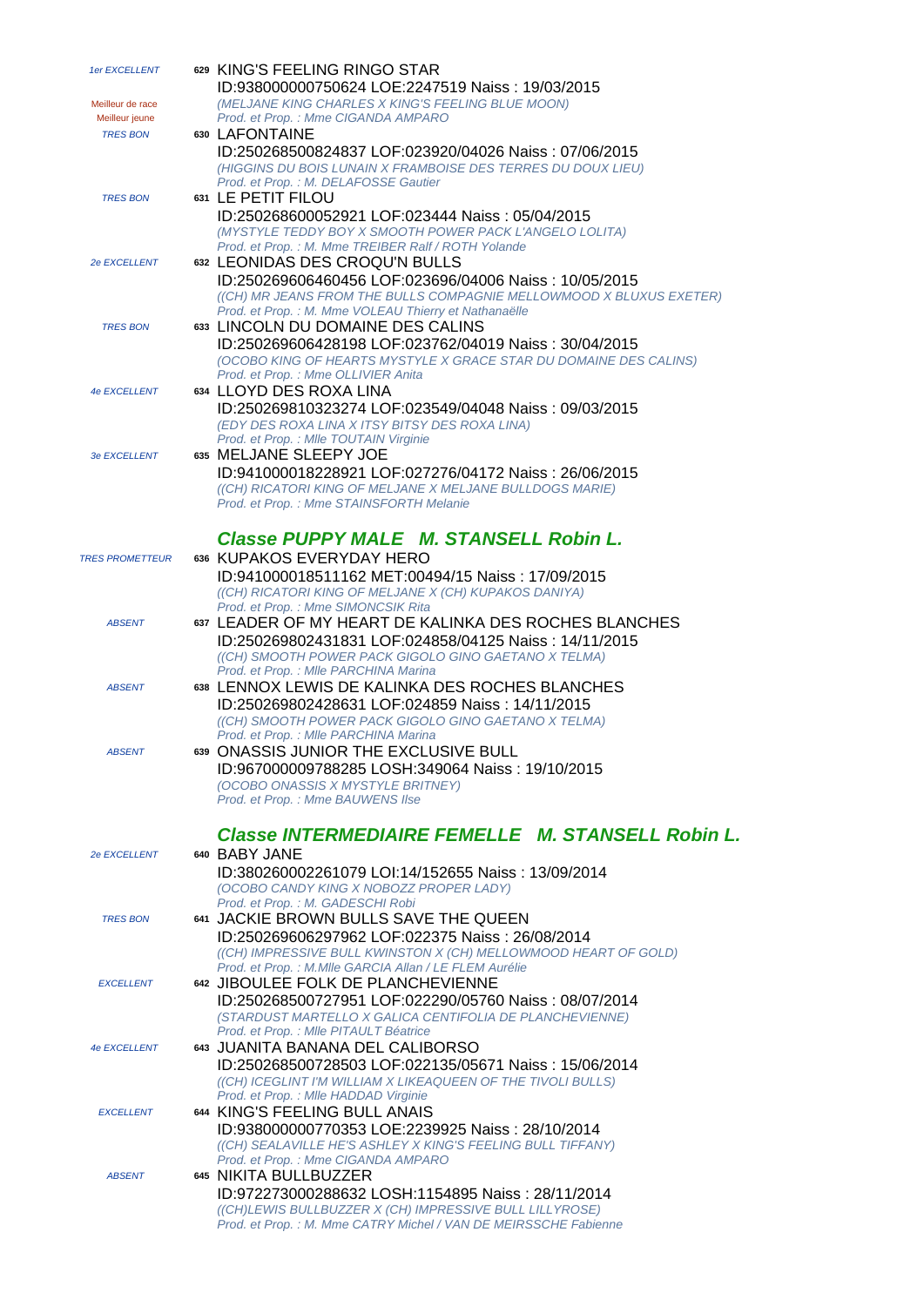*1er EXCELLENT* **629** KING'S FEELING RINGO STAR
ID:938000000750624 LOE:2247519 Naiss : 19/03/2015
Meilleur de race
Meilleur jeune
*(MELJANE KING CHARLES X KING'S FEELING BLUE MOON)*
*Prod. et Prop. : Mme CIGANDA AMPARO*

*TRES BON* **630** LAFONTAINE
ID:250268500824837 LOF:023920/04026 Naiss : 07/06/2015
*(HIGGINS DU BOIS LUNAIN X FRAMBOISE DES TERRES DU DOUX LIEU)*
*Prod. et Prop. : M. DELAFOSSE Gautier*

*TRES BON* **631** LE PETIT FILOU
ID:250268600052921 LOF:023444 Naiss : 05/04/2015
*(MYSTYLE TEDDY BOY X SMOOTH POWER PACK L'ANGELO LOLITA)*
*Prod. et Prop. : M. Mme TREIBER Ralf / ROTH Yolande*

*2e EXCELLENT* **632** LEONIDAS DES CROQU'N BULLS
ID:250269606460456 LOF:023696/04006 Naiss : 10/05/2015
*((CH) MR JEANS FROM THE BULLS COMPAGNIE MELLOWMOOD X BLUXUS EXETER)*
*Prod. et Prop. : M. Mme VOLEAU Thierry et Nathanaëlle*

*TRES BON* **633** LINCOLN DU DOMAINE DES CALINS
ID:250269606428198 LOF:023762/04019 Naiss : 30/04/2015
*(OCOBO KING OF HEARTS MYSTYLE X GRACE STAR DU DOMAINE DES CALINS)*
*Prod. et Prop. : Mme OLLIVIER Anita*

*4e EXCELLENT* **634** LLOYD DES ROXA LINA
ID:250269810323274 LOF:023549/04048 Naiss : 09/03/2015
*(EDY DES ROXA LINA X ITSY BITSY DES ROXA LINA)*
*Prod. et Prop. : Mlle TOUTAIN Virginie*

*3e EXCELLENT* **635** MELJANE SLEEPY JOE
ID:941000018228921 LOF:027276/04172 Naiss : 26/06/2015
*((CH) RICATORI KING OF MELJANE X MELJANE BULLDOGS MARIE)*
*Prod. et Prop. : Mme STAINSFORTH Melanie*

## *Classe PUPPY MALE M. STANSELL Robin L.*

*TRES PROMETTEUR* **636** KUPAKOS EVERYDAY HERO
ID:941000018511162 MET:00494/15 Naiss : 17/09/2015
*((CH) RICATORI KING OF MELJANE X (CH) KUPAKOS DANIYA)*
*Prod. et Prop. : Mme SIMONCSIK Rita*

*ABSENT* **637** LEADER OF MY HEART DE KALINKA DES ROCHES BLANCHES
ID:250269802431831 LOF:024858/04125 Naiss : 14/11/2015
*((CH) SMOOTH POWER PACK GIGOLO GINO GAETANO X TELMA)*
*Prod. et Prop. : Mlle PARCHINA Marina*

*ABSENT* **638** LENNOX LEWIS DE KALINKA DES ROCHES BLANCHES
ID:250269802428631 LOF:024859 Naiss : 14/11/2015
*((CH) SMOOTH POWER PACK GIGOLO GINO GAETANO X TELMA)*
*Prod. et Prop. : Mlle PARCHINA Marina*

*ABSENT* **639** ONASSIS JUNIOR THE EXCLUSIVE BULL
ID:967000009788285 LOSH:349064 Naiss : 19/10/2015
*(OCOBO ONASSIS X MYSTYLE BRITNEY)*
*Prod. et Prop. : Mme BAUWENS Ilse*

## *Classe INTERMEDIAIRE FEMELLE M. STANSELL Robin L.*

*2e EXCELLENT* **640** BABY JANE
ID:380260002261079 LOI:14/152655 Naiss : 13/09/2014
*(OCOBO CANDY KING X NOBOZZ PROPER LADY)*
*Prod. et Prop. : M. GADESCHI Robi*

*TRES BON* **641** JACKIE BROWN BULLS SAVE THE QUEEN
ID:250269606297962 LOF:022375 Naiss : 26/08/2014
*((CH) IMPRESSIVE BULL KWINSTON X (CH) MELLOWMOOD HEART OF GOLD)*
*Prod. et Prop. : M.Mlle GARCIA Allan / LE FLEM Aurélie*

*EXCELLENT* **642** JIBOULEE FOLK DE PLANCHEVIENNE
ID:250268500727951 LOF:022290/05760 Naiss : 08/07/2014
*(STARDUST MARTELLO X GALICA CENTIFOLIA DE PLANCHEVIENNE)*
*Prod. et Prop. : Mlle PITAULT Béatrice*

*4e EXCELLENT* **643** JUANITA BANANA DEL CALIBORSO
ID:250268500728503 LOF:022135/05671 Naiss : 15/06/2014
*((CH) ICEGLINT I'M WILLIAM X LIKEAQUEEN OF THE TIVOLI BULLS)*
*Prod. et Prop. : Mlle HADDAD Virginie*

*EXCELLENT* **644** KING'S FEELING BULL ANAIS
ID:938000000770353 LOE:2239925 Naiss : 28/10/2014
*((CH) SEALAVILLE HE'S ASHLEY X KING'S FEELING BULL TIFFANY)*
*Prod. et Prop. : Mme CIGANDA AMPARO*

*ABSENT* **645** NIKITA BULLBUZZER
ID:972273000288632 LOSH:1154895 Naiss : 28/11/2014
*((CH)LEWIS BULLBUZZER X (CH) IMPRESSIVE BULL LILLYROSE)*
*Prod. et Prop. : M. Mme CATRY Michel / VAN DE MEIRSSCHE Fabienne*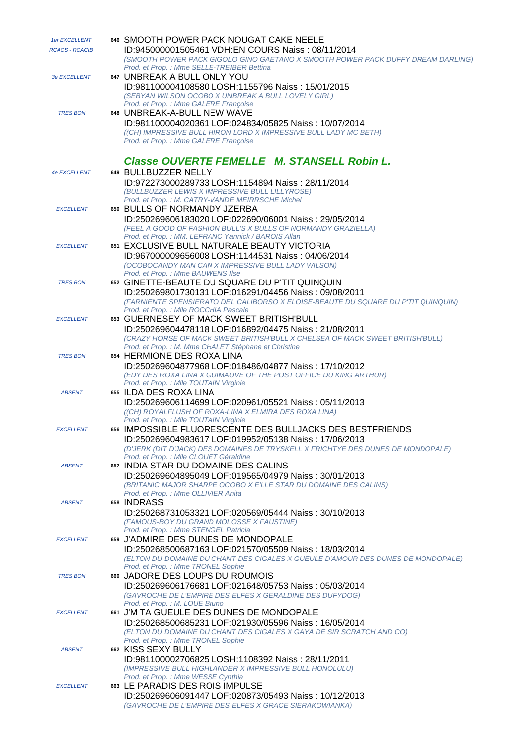*1er EXCELLENT*
*RCACS - RCACIB*
**646** SMOOTH POWER PACK NOUGAT CAKE NEELE
ID:945000001505461 VDH:EN COURS Naiss : 08/11/2014
*(SMOOTH POWER PACK GIGOLO GINO GAETANO X SMOOTH POWER PACK DUFFY DREAM DARLING)*
*Prod. et Prop. : Mme SELLE-TREIBER Bettina*

*3e EXCELLENT*
**647** UNBREAK A BULL ONLY YOU
ID:981100004108580 LOSH:1155796 Naiss : 15/01/2015
*(SEBYAN WILSON OCOBO X UNBREAK A BULL LOVELY GIRL)*
*Prod. et Prop. : Mme GALERE Françoise*

*TRES BON*
**648** UNBREAK-A-BULL NEW WAVE
ID:981100004020361 LOF:024834/05825 Naiss : 10/07/2014
*((CH) IMPRESSIVE BULL HIRON LORD X IMPRESSIVE BULL LADY MC BETH)*
*Prod. et Prop. : Mme GALERE Françoise*

## Classe OUVERTE FEMELLE M. STANSELL Robin L.

*4e EXCELLENT*
**649** BULLBUZZER NELLY
ID:972273000289733 LOSH:1154894 Naiss : 28/11/2014
*(BULLBUZZER LEWIS X IMPRESSIVE BULL LILLYROSE)*
*Prod. et Prop. : M. CATRY-VANDE MEIRRSCHE Michel*

*EXCELLENT*
**650** BULLS OF NORMANDY JZERBA
ID:250269606183020 LOF:022690/06001 Naiss : 29/05/2014
*(FEEL A GOOD OF FASHION BULL'S X BULLS OF NORMANDY GRAZIELLA)*
*Prod. et Prop. : MM. LEFRANC Yannick / BAROIS Allan*

*EXCELLENT*
**651** EXCLUSIVE BULL NATURALE BEAUTY VICTORIA
ID:967000009656008 LOSH:1144531 Naiss : 04/06/2014
*(OCOBOCANDY MAN CAN X IMPRESSIVE BULL LADY WILSON)*
*Prod. et Prop. : Mme BAUWENS Ilse*

*TRES BON*
**652** GINETTE-BEAUTE DU SQUARE DU P'TIT QUINQUIN
ID:250269801730131 LOF:016291/04456 Naiss : 09/08/2011
*(FARNIENTE SPENSIERATO DEL CALIBORSO X ELOISE-BEAUTE DU SQUARE DU P'TIT QUINQUIN)*
*Prod. et Prop. : Mlle ROCCHIA Pascale*

*EXCELLENT*
**653** GUERNESEY OF MACK SWEET BRITISH'BULL
ID:250269604478118 LOF:016892/04475 Naiss : 21/08/2011
*(CRAZY HORSE OF MACK SWEET BRITISH'BULL X CHELSEA OF MACK SWEET BRITISH'BULL)*
*Prod. et Prop. : M. Mme CHALET Stéphane et Christine*

*TRES BON*
**654** HERMIONE DES ROXA LINA
ID:250269604877968 LOF:018486/04877 Naiss : 17/10/2012
*(EDY DES ROXA LINA X GUIMAUVE OF THE POST OFFICE DU KING ARTHUR)*
*Prod. et Prop. : Mlle TOUTAIN Virginie*

*ABSENT*
**655** ILDA DES ROXA LINA
ID:250269606114699 LOF:020961/05521 Naiss : 05/11/2013
*((CH) ROYALFLUSH OF ROXA-LINA X ELMIRA DES ROXA LINA)*
*Prod. et Prop. : Mlle TOUTAIN Virginie*

*EXCELLENT*
**656** IMPOSSIBLE FLUORESCENTE DES BULLJACKS DES BESTFRIENDS
ID:250269604983617 LOF:019952/05138 Naiss : 17/06/2013
*(D'JERK (DIT D'JACK) DES DOMAINES DE TRYSKELL X FRICHTYE DES DUNES DE MONDOPALE)*
*Prod. et Prop. : Mlle CLOUET Géraldine*

*ABSENT*
**657** INDIA STAR DU DOMAINE DES CALINS
ID:250269604895049 LOF:019565/04979 Naiss : 30/01/2013
*(BRITANIC MAJOR SHARPE OCOBO X E'LLE STAR DU DOMAINE DES CALINS)*
*Prod. et Prop. : Mme OLLIVIER Anita*

*ABSENT*
**658** INDRASS
ID:250268731053321 LOF:020569/05444 Naiss : 30/10/2013
*(FAMOUS-BOY DU GRAND MOLOSSE X FAUSTINE)*
*Prod. et Prop. : Mme STENGEL Patricia*

*EXCELLENT*
**659** J'ADMIRE DES DUNES DE MONDOPALE
ID:250268500687163 LOF:021570/05509 Naiss : 18/03/2014
*(ELTON DU DOMAINE DU CHANT DES CIGALES X GUEULE D'AMOUR DES DUNES DE MONDOPALE)*
*Prod. et Prop. : Mme TRONEL Sophie*

*TRES BON*
**660** JADORE DES LOUPS DU ROUMOIS
ID:250269606176681 LOF:021648/05753 Naiss : 05/03/2014
*(GAVROCHE DE L'EMPIRE DES ELFES X GERALDINE DES DUFYDOG)*
*Prod. et Prop. : M. LOUE Bruno*

*EXCELLENT*
**661** J'M TA GUEULE DES DUNES DE MONDOPALE
ID:250268500685231 LOF:021930/05596 Naiss : 16/05/2014
*(ELTON DU DOMAINE DU CHANT DES CIGALES X GAYA DE SIR SCRATCH AND CO)*
*Prod. et Prop. : Mme TRONEL Sophie*

*ABSENT*
**662** KISS SEXY BULLY
ID:981100002706825 LOSH:1108392 Naiss : 28/11/2011
*(IMPRESSIVE BULL HIGHLANDER X IMPRESSIVE BULL HONOLULU)*
*Prod. et Prop. : Mme WESSE Cynthia*

*EXCELLENT*
**663** LE PARADIS DES ROIS IMPULSE
ID:250269606091447 LOF:020873/05493 Naiss : 10/12/2013
*(GAVROCHE DE L'EMPIRE DES ELFES X GRACE SIERAKOWIANKA)*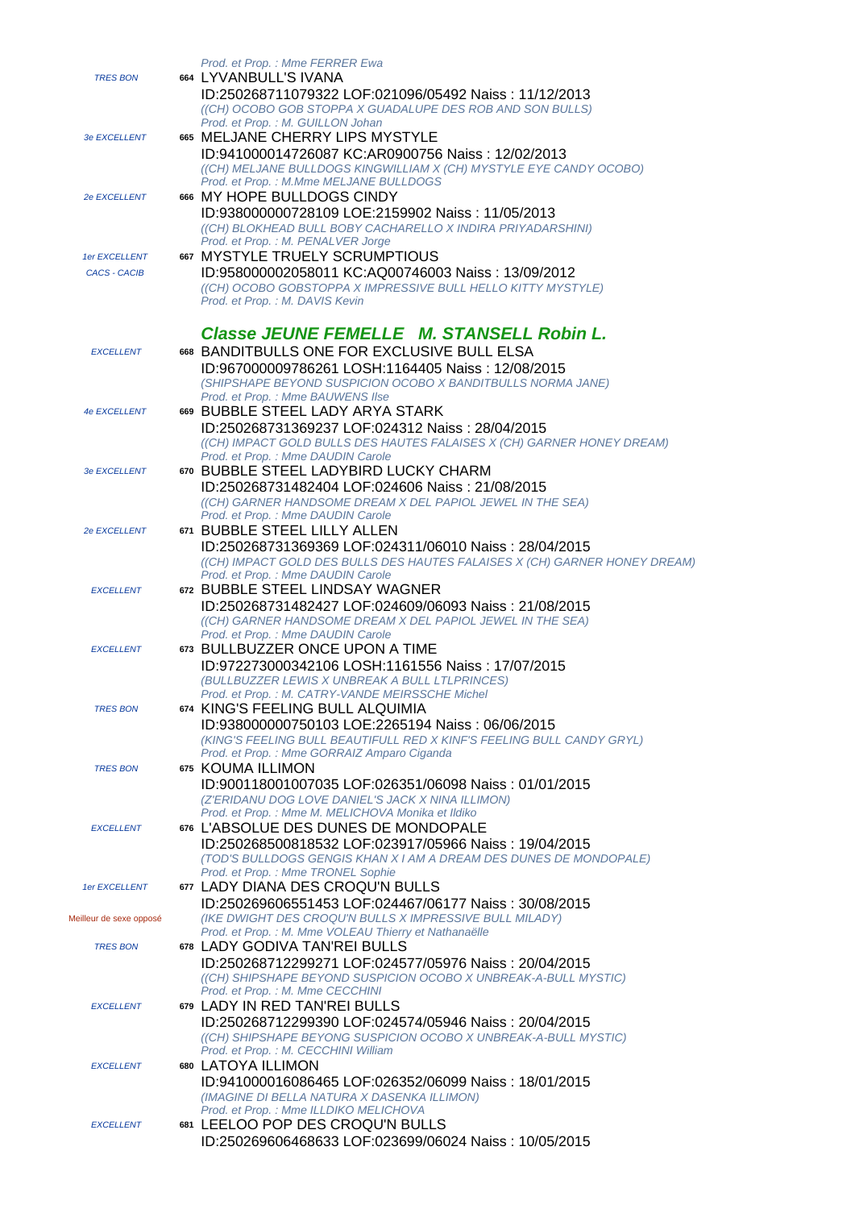Prod. et Prop. : Mme FERRER Ewa

*TRES BON* — 664 LYVANBULL'S IVANA
ID:250268711079322 LOF:021096/05492 Naiss : 11/12/2013
*((CH) OCOBO GOB STOPPA X GUADALUPE DES ROB AND SON BULLS)*
*Prod. et Prop. : M. GUILLON Johan*

*3e EXCELLENT* — 665 MELJANE CHERRY LIPS MYSTYLE
ID:941000014726087 KC:AR0900756 Naiss : 12/02/2013
*((CH) MELJANE BULLDOGS KINGWILLIAM X (CH) MYSTYLE EYE CANDY OCOBO)*
*Prod. et Prop. : M.Mme MELJANE BULLDOGS*

*2e EXCELLENT* — 666 MY HOPE BULLDOGS CINDY
ID:938000000728109 LOE:2159902 Naiss : 11/05/2013
*((CH) BLOKHEAD BULL BOBY CACHARELLO X INDIRA PRIYADARSHINI)*
*Prod. et Prop. : M. PENALVER Jorge*

*1er EXCELLENT CACS - CACIB* — 667 MYSTYLE TRUELY SCRUMPTIOUS
ID:958000002058011 KC:AQ00746003 Naiss : 13/09/2012
*((CH) OCOBO GOBSTOPPA X IMPRESSIVE BULL HELLO KITTY MYSTYLE)*
*Prod. et Prop. : M. DAVIS Kevin*

## *Classe JEUNE FEMELLE M. STANSELL Robin L.*

*EXCELLENT* — 668 BANDITBULLS ONE FOR EXCLUSIVE BULL ELSA
ID:967000009786261 LOSH:1164405 Naiss : 12/08/2015
*(SHIPSHAPE BEYOND SUSPICION OCOBO X BANDITBULLS NORMA JANE)*
*Prod. et Prop. : Mme BAUWENS Ilse*

*4e EXCELLENT* — 669 BUBBLE STEEL LADY ARYA STARK
ID:250268731369237 LOF:024312 Naiss : 28/04/2015
*((CH) IMPACT GOLD BULLS DES HAUTES FALAISES X (CH) GARNER HONEY DREAM)*
*Prod. et Prop. : Mme DAUDIN Carole*

*3e EXCELLENT* — 670 BUBBLE STEEL LADYBIRD LUCKY CHARM
ID:250268731482404 LOF:024606 Naiss : 21/08/2015
*((CH) GARNER HANDSOME DREAM X DEL PAPIOL JEWEL IN THE SEA)*
*Prod. et Prop. : Mme DAUDIN Carole*

*2e EXCELLENT* — 671 BUBBLE STEEL LILLY ALLEN
ID:250268731369369 LOF:024311/06010 Naiss : 28/04/2015
*((CH) IMPACT GOLD DES BULLS DES HAUTES FALAISES X (CH) GARNER HONEY DREAM)*
*Prod. et Prop. : Mme DAUDIN Carole*

*EXCELLENT* — 672 BUBBLE STEEL LINDSAY WAGNER
ID:250268731482427 LOF:024609/06093 Naiss : 21/08/2015
*((CH) GARNER HANDSOME DREAM X DEL PAPIOL JEWEL IN THE SEA)*
*Prod. et Prop. : Mme DAUDIN Carole*

*EXCELLENT* — 673 BULLBUZZER ONCE UPON A TIME
ID:972273000342106 LOSH:1161556 Naiss : 17/07/2015
*(BULLBUZZER LEWIS X UNBREAK A BULL LTLPRINCES)*
*Prod. et Prop. : M. CATRY-VANDE MEIRSSCHE Michel*

*TRES BON* — 674 KING'S FEELING BULL ALQUIMIA
ID:938000000750103 LOE:2265194 Naiss : 06/06/2015
*(KING'S FEELING BULL BEAUTIFULL RED X KINF'S FEELING BULL CANDY GRYL)*
*Prod. et Prop. : Mme GORRAIZ Amparo Ciganda*

*TRES BON* — 675 KOUMA ILLIMON
ID:900118001007035 LOF:026351/06098 Naiss : 01/01/2015
*(Z'ERIDANU DOG LOVE DANIEL'S JACK X NINA ILLIMON)*
*Prod. et Prop. : Mme M. MELICHOVA Monika et Ildiko*

*EXCELLENT* — 676 L'ABSOLUE DES DUNES DE MONDOPALE
ID:250268500818532 LOF:023917/05966 Naiss : 19/04/2015
*(TOD'S BULLDOGS GENGIS KHAN X I AM A DREAM DES DUNES DE MONDOPALE)*
*Prod. et Prop. : Mme TRONEL Sophie*

*1er EXCELLENT* Meilleur de sexe opposé — 677 LADY DIANA DES CROQU'N BULLS
ID:250269606551453 LOF:024467/06177 Naiss : 30/08/2015
*(IKE DWIGHT DES CROQU'N BULLS X IMPRESSIVE BULL MILADY)*
*Prod. et Prop. : M. Mme VOLEAU Thierry et Nathanaëlle*

*TRES BON* — 678 LADY GODIVA TAN'REI BULLS
ID:250268712299271 LOF:024577/05976 Naiss : 20/04/2015
*((CH) SHIPSHAPE BEYOND SUSPICION OCOBO X UNBREAK-A-BULL MYSTIC)*
*Prod. et Prop. : M. Mme CECCHINI*

*EXCELLENT* — 679 LADY IN RED TAN'REI BULLS
ID:250268712299390 LOF:024574/05946 Naiss : 20/04/2015
*((CH) SHIPSHAPE BEYONG SUSPICION OCOBO X UNBREAK-A-BULL MYSTIC)*
*Prod. et Prop. : M. CECCHINI William*

*EXCELLENT* — 680 LATOYA ILLIMON
ID:941000016086465 LOF:026352/06099 Naiss : 18/01/2015
*(IMAGINE DI BELLA NATURA X DASENKA ILLIMON)*
*Prod. et Prop. : Mme ILLDIKO MELICHOVA*

*EXCELLENT* — 681 LEELOO POP DES CROQU'N BULLS
ID:250269606468633 LOF:023699/06024 Naiss : 10/05/2015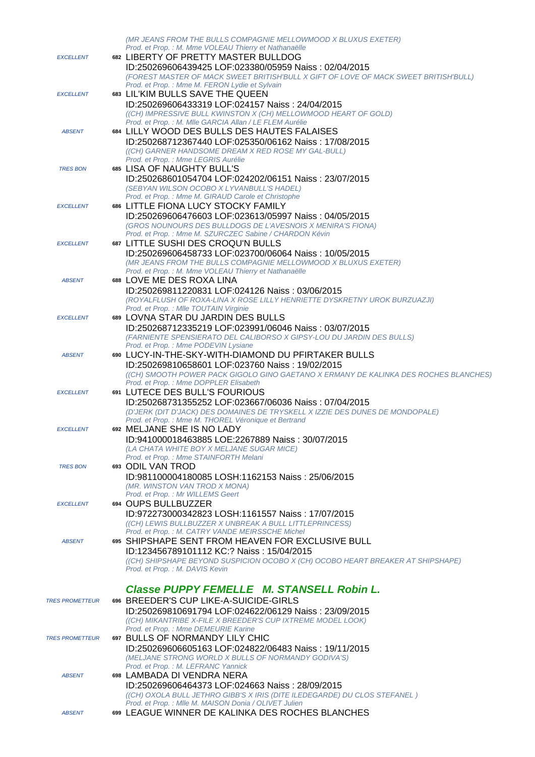*(MR JEANS FROM THE BULLS COMPAGNIE MELLOWMOOD X BLUXUS EXETER)*
*Prod. et Prop. : M. Mme VOLEAU Thierry et Nathanaëlle*

*EXCELLENT* **682** LIBERTY OF PRETTY MASTER BULLDOG
ID:250269606439425 LOF:023380/05959 Naiss : 02/04/2015
*(FOREST MASTER OF MACK SWEET BRITISH'BULL X GIFT OF LOVE OF MACK SWEET BRITISH'BULL)*
*Prod. et Prop. : Mme M. FERON Lydie et Sylvain*

*EXCELLENT* **683** LIL'KIM BULLS SAVE THE QUEEN
ID:250269606433319 LOF:024157 Naiss : 24/04/2015
*((CH) IMPRESSIVE BULL KWINSTON X (CH) MELLOWMOOD HEART OF GOLD)*
*Prod. et Prop. : M. Mlle GARCIA Allan / LE FLEM Aurélie*

*ABSENT* **684** LILLY WOOD DES BULLS DES HAUTES FALAISES
ID:250268712367440 LOF:025350/06162 Naiss : 17/08/2015
*((CH) GARNER HANDSOME DREAM X RED ROSE MY GAL-BULL)*
*Prod. et Prop. : Mme LEGRIS Aurélie*

*TRES BON* **685** LISA OF NAUGHTY BULL'S
ID:250268601054704 LOF:024202/06151 Naiss : 23/07/2015
*(SEBYAN WILSON OCOBO X LYVANBULL'S HADEL)*
*Prod. et Prop. : Mme M. GIRAUD Carole et Christophe*

*EXCELLENT* **686** LITTLE FIONA LUCY STOCKY FAMILY
ID:250269606476603 LOF:023613/05997 Naiss : 04/05/2015
*(GROS NOUNOURS DES BULLDOGS DE L'AVESNOIS X MENIRA'S FIONA)*
*Prod. et Prop. : Mme M. SZURCZEC Sabine / CHARDON Kévin*

*EXCELLENT* **687** LITTLE SUSHI DES CROQU'N BULLS
ID:250269606458733 LOF:023700/06064 Naiss : 10/05/2015
*(MR JEANS FROM THE BULLS COMPAGNIE MELLOWMOOD X BLUXUS EXETER)*
*Prod. et Prop. : M. Mme VOLEAU Thierry et Nathanaëlle*

*ABSENT* **688** LOVE ME DES ROXA LINA
ID:250269811220831 LOF:024126 Naiss : 03/06/2015
*(ROYALFLUSH OF ROXA-LINA X ROSE LILLY HENRIETTE DYSKRETNY UROK BURZUAZJI)*
*Prod. et Prop. : Mlle TOUTAIN Virginie*

*EXCELLENT* **689** LOVNA STAR DU JARDIN DES BULLS
ID:250268712335219 LOF:023991/06046 Naiss : 03/07/2015
*(FARNIENTE SPENSIERATO DEL CALIBORSO X GIPSY-LOU DU JARDIN DES BULLS)*
*Prod. et Prop. : Mme PODEVIN Lysiane*

*ABSENT* **690** LUCY-IN-THE-SKY-WITH-DIAMOND DU PFIRTAKER BULLS
ID:250269810658601 LOF:023760 Naiss : 19/02/2015
*((CH) SMOOTH POWER PACK GIGOLO GINO GAETANO X ERMANY DE KALINKA DES ROCHES BLANCHES)*
*Prod. et Prop. : Mme DOPPLER Elisabeth*

*EXCELLENT* **691** LUTECE DES BULL'S FOURIOUS
ID:250268731355252 LOF:023667/06036 Naiss : 07/04/2015
*(D'JERK (DIT D'JACK) DES DOMAINES DE TRYSKELL X IZZIE DES DUNES DE MONDOPALE)*
*Prod. et Prop. : Mme M. THOREL Véronique et Bertrand*

*EXCELLENT* **692** MELJANE SHE IS NO LADY
ID:941000018463885 LOE:2267889 Naiss : 30/07/2015
*(LA CHATA WHITE BOY X MELJANE SUGAR MICE)*
*Prod. et Prop. : Mme STAINFORTH Melani*

*TRES BON* **693** ODIL VAN TROD
ID:981100004180085 LOSH:1162153 Naiss : 25/06/2015
*(MR. WINSTON VAN TROD X MONA)*
*Prod. et Prop. : Mr WILLEMS Geert*

*EXCELLENT* **694** OUPS BULLBUZZER
ID:972273000342823 LOSH:1161557 Naiss : 17/07/2015
*((CH) LEWIS BULLBUZZER X UNBREAK A BULL LITTLEPRINCESS)*
*Prod. et Prop. : M. CATRY VANDE MEIRSSCHE Michel*

*ABSENT* **695** SHIPSHAPE SENT FROM HEAVEN FOR EXCLUSIVE BULL
ID:123456789101112 KC:? Naiss : 15/04/2015
*((CH) SHIPSHAPE BEYOND SUSPICION OCOBO X (CH) OCOBO HEART BREAKER AT SHIPSHAPE)*
*Prod. et Prop. : M. DAVIS Kevin*

## *Classe PUPPY FEMELLE M. STANSELL Robin L.*

*TRES PROMETTEUR* **696** BREEDER'S CUP LIKE-A-SUICIDE-GIRLS
ID:250269810691794 LOF:024622/06129 Naiss : 23/09/2015
*((CH) MIKANTRIBE X-FILE X BREEDER'S CUP IXTREME MODEL LOOK)*
*Prod. et Prop. : Mme DEMEURIE Karine*

*TRES PROMETTEUR* **697** BULLS OF NORMANDY LILY CHIC
ID:250269606605163 LOF:024822/06483 Naiss : 19/11/2015
*(MELJANE STRONG WORLD X BULLS OF NORMANDY GODIVA'S)*
*Prod. et Prop. : M. LEFRANC Yannick*

*ABSENT* **698** LAMBADA DI VENDRA NERA
ID:250269606464373 LOF:024663 Naiss : 28/09/2015
*((CH) OXOLA BULL JETHRO GIBB'S X IRIS (DITE ILEDEGARDE) DU CLOS STEFANEL )*
*Prod. et Prop. : Mlle M. MAISON Donia / OLIVET Julien*

*ABSENT* **699** LEAGUE WINNER DE KALINKA DES ROCHES BLANCHES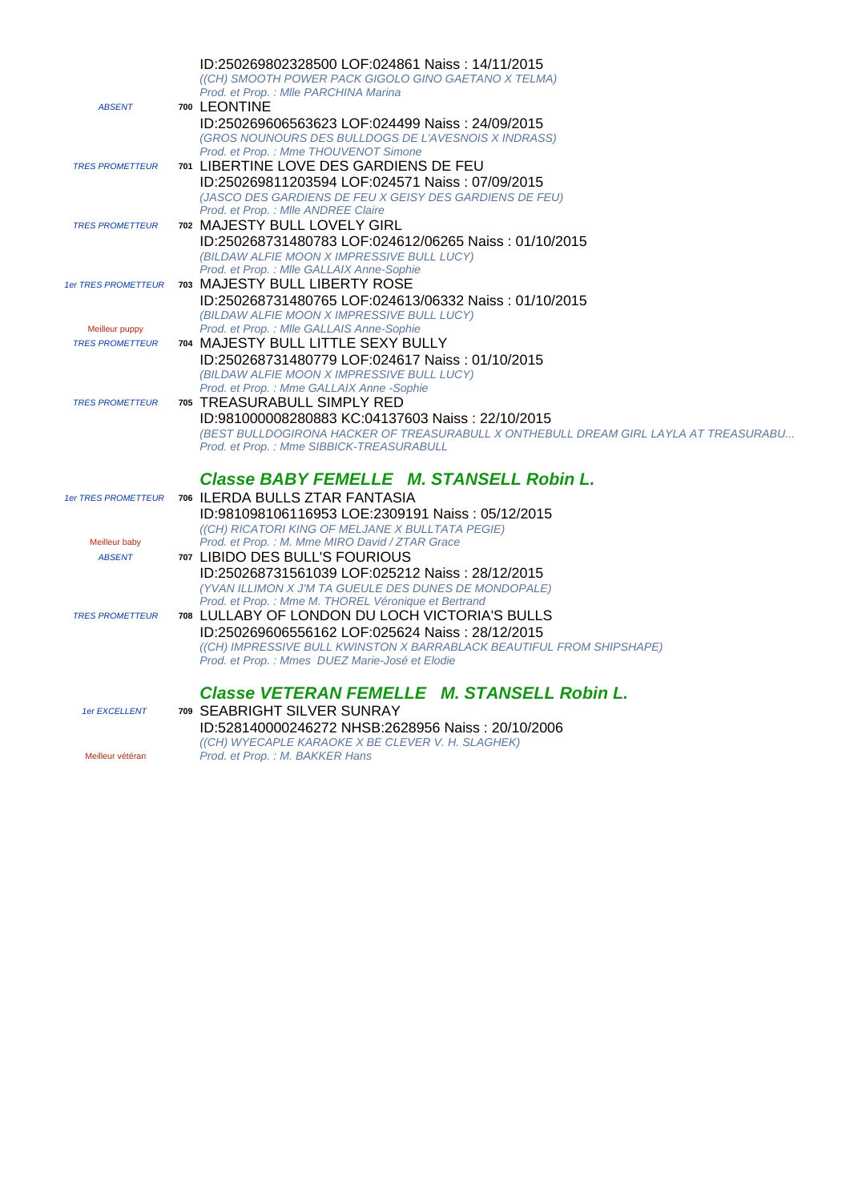ID:250269802328500 LOF:024861 Naiss : 14/11/2015
*((CH) SMOOTH POWER PACK GIGOLO GINO GAETANO X TELMA)*
*Prod. et Prop. : Mlle PARCHINA Marina*

*ABSENT* **700** LEONTINE
ID:250269606563623 LOF:024499 Naiss : 24/09/2015
*(GROS NOUNOURS DES BULLDOGS DE L'AVESNOIS X INDRASS)*
*Prod. et Prop. : Mme THOUVENOT Simone*

*TRES PROMETTEUR* **701** LIBERTINE LOVE DES GARDIENS DE FEU
ID:250269811203594 LOF:024571 Naiss : 07/09/2015
*(JASCO DES GARDIENS DE FEU X GEISY DES GARDIENS DE FEU)*
*Prod. et Prop. : Mlle ANDREE Claire*

*TRES PROMETTEUR* **702** MAJESTY BULL LOVELY GIRL
ID:250268731480783 LOF:024612/06265 Naiss : 01/10/2015
*(BILDAW ALFIE MOON X IMPRESSIVE BULL LUCY)*
*Prod. et Prop. : Mlle GALLAIX Anne-Sophie*

*1er TRES PROMETTEUR* **703** MAJESTY BULL LIBERTY ROSE
ID:250268731480765 LOF:024613/06332 Naiss : 01/10/2015
*(BILDAW ALFIE MOON X IMPRESSIVE BULL LUCY)*
Meilleur puppy — *Prod. et Prop. : Mlle GALLAIS Anne-Sophie*

*TRES PROMETTEUR* **704** MAJESTY BULL LITTLE SEXY BULLY
ID:250268731480779 LOF:024617 Naiss : 01/10/2015
*(BILDAW ALFIE MOON X IMPRESSIVE BULL LUCY)*
*Prod. et Prop. : Mme GALLAIX Anne -Sophie*

*TRES PROMETTEUR* **705** TREASURABULL SIMPLY RED
ID:981000008280883 KC:04137603 Naiss : 22/10/2015
*(BEST BULLDOGIRONA HACKER OF TREASURABULL X ONTHEBULL DREAM GIRL LAYLA AT TREASURABU...*
*Prod. et Prop. : Mme SIBBICK-TREASURABULL*

## Classe BABY FEMELLE M. STANSELL Robin L.

*1er TRES PROMETTEUR* **706** ILERDA BULLS ZTAR FANTASIA
ID:981098106116953 LOE:2309191 Naiss : 05/12/2015
*((CH) RICATORI KING OF MELJANE X BULLTATA PEGIE)*
Meilleur baby — *Prod. et Prop. : M. Mme MIRO David / ZTAR Grace*

*ABSENT* **707** LIBIDO DES BULL'S FOURIOUS
ID:250268731561039 LOF:025212 Naiss : 28/12/2015
*(YVAN ILLIMON X J'M TA GUEULE DES DUNES DE MONDOPALE)*
*Prod. et Prop. : Mme M. THOREL Véronique et Bertrand*

*TRES PROMETTEUR* **708** LULLABY OF LONDON DU LOCH VICTORIA'S BULLS
ID:250269606556162 LOF:025624 Naiss : 28/12/2015
*((CH) IMPRESSIVE BULL KWINSTON X BARRABLACK BEAUTIFUL FROM SHIPSHAPE)*
*Prod. et Prop. : Mmes DUEZ Marie-José et Elodie*

## Classe VETERAN FEMELLE M. STANSELL Robin L.

*1er EXCELLENT* **709** SEABRIGHT SILVER SUNRAY
ID:528140000246272 NHSB:2628956 Naiss : 20/10/2006
*((CH) WYECAPLE KARAOKE X BE CLEVER V. H. SLAGHEK)*
Meilleur vétéran — *Prod. et Prop. : M. BAKKER Hans*